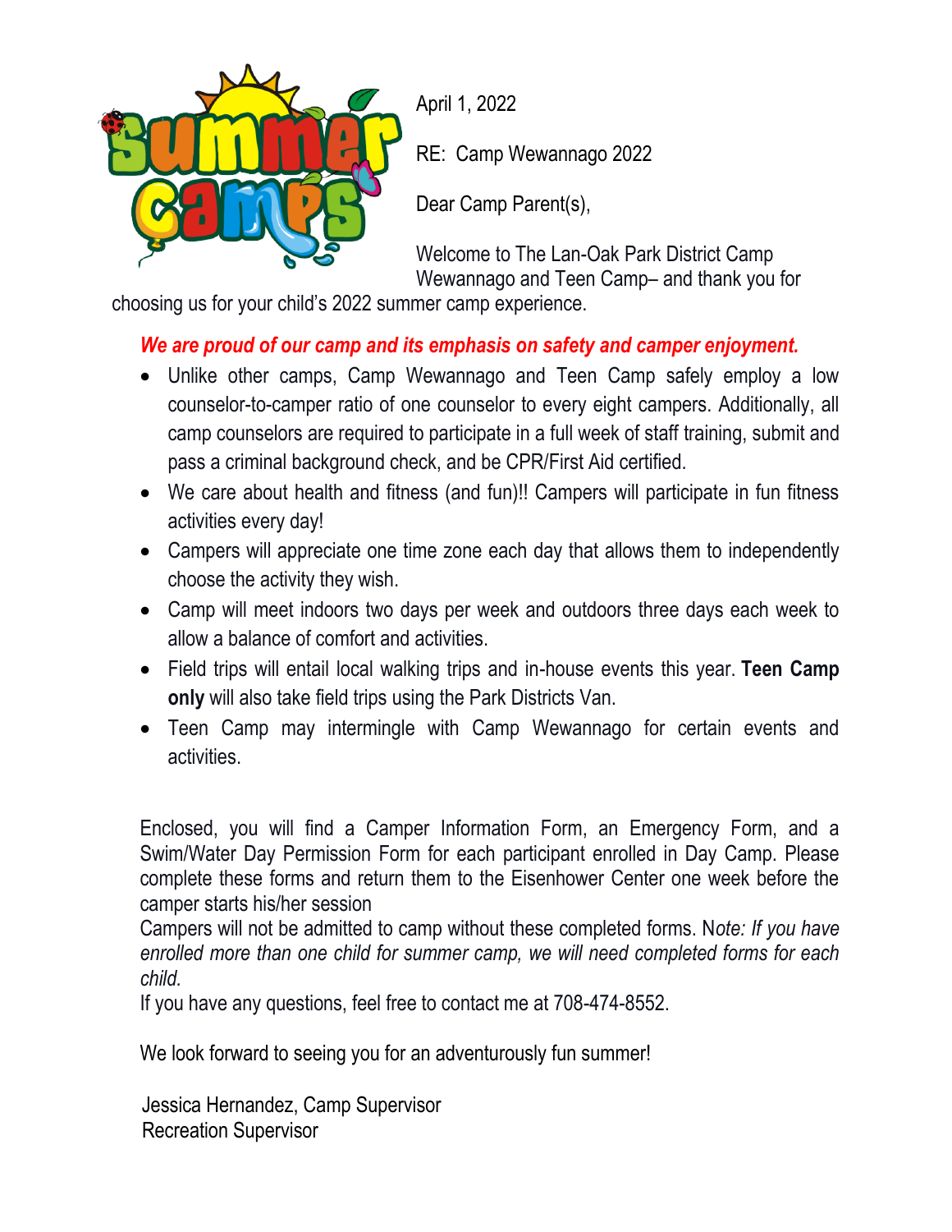April 1, 2022

RE: Camp Wewannago 2022

Dear Camp Parent(s),

Welcome to The Lan-Oak Park District Camp Wewannago and Teen Camp– and thank you for choosing us for your child's 2022 summer camp experience.

***We are proud of our camp and its emphasis on safety and camper enjoyment.***

- Unlike other camps, Camp Wewannago and Teen Camp safely employ a low counselor-to-camper ratio of one counselor to every eight campers. Additionally, all camp counselors are required to participate in a full week of staff training, submit and pass a criminal background check, and be CPR/First Aid certified.
- We care about health and fitness (and fun)!! Campers will participate in fun fitness activities every day!
- Campers will appreciate one time zone each day that allows them to independently choose the activity they wish.
- Camp will meet indoors two days per week and outdoors three days each week to allow a balance of comfort and activities.
- Field trips will entail local walking trips and in-house events this year. **Teen Camp only** will also take field trips using the Park Districts Van.
- Teen Camp may intermingle with Camp Wewannago for certain events and activities.

Enclosed, you will find a Camper Information Form, an Emergency Form, and a Swim/Water Day Permission Form for each participant enrolled in Day Camp. Please complete these forms and return them to the Eisenhower Center one week before the camper starts his/her session

Campers will not be admitted to camp without these completed forms. N*ote: If you have enrolled more than one child for summer camp, we will need completed forms for each child.*

If you have any questions, feel free to contact me at 708-474-8552.

We look forward to seeing you for an adventurously fun summer!

Jessica Hernandez, Camp Supervisor
Recreation Supervisor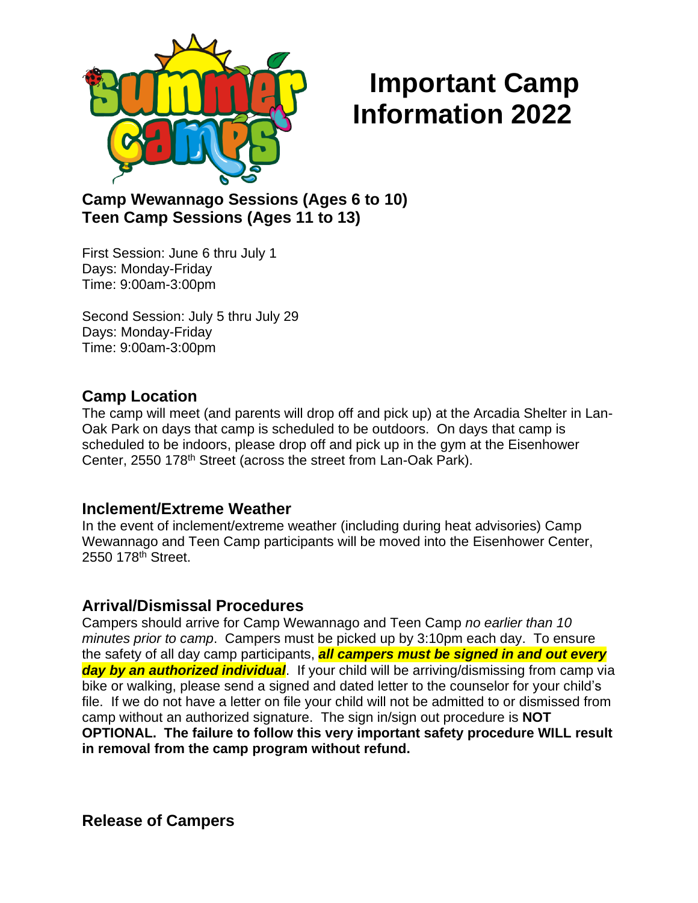# Important Camp Information 2022

**Camp Wewannago Sessions (Ages 6 to 10)**
**Teen Camp Sessions (Ages 11 to 13)**

First Session: June 6 thru July 1
Days: Monday-Friday
Time: 9:00am-3:00pm

Second Session: July 5 thru July 29
Days: Monday-Friday
Time: 9:00am-3:00pm

## Camp Location

The camp will meet (and parents will drop off and pick up) at the Arcadia Shelter in Lan-Oak Park on days that camp is scheduled to be outdoors. On days that camp is scheduled to be indoors, please drop off and pick up in the gym at the Eisenhower Center, 2550 178th Street (across the street from Lan-Oak Park).

## Inclement/Extreme Weather

In the event of inclement/extreme weather (including during heat advisories) Camp Wewannago and Teen Camp participants will be moved into the Eisenhower Center, 2550 178th Street.

## Arrival/Dismissal Procedures

Campers should arrive for Camp Wewannago and Teen Camp *no earlier than 10 minutes prior to camp*. Campers must be picked up by 3:10pm each day. To ensure the safety of all day camp participants, ***all campers must be signed in and out every day by an authorized individual***. If your child will be arriving/dismissing from camp via bike or walking, please send a signed and dated letter to the counselor for your child's file. If we do not have a letter on file your child will not be admitted to or dismissed from camp without an authorized signature. The sign in/sign out procedure is **NOT OPTIONAL. The failure to follow this very important safety procedure WILL result in removal from the camp program without refund.**

## Release of Campers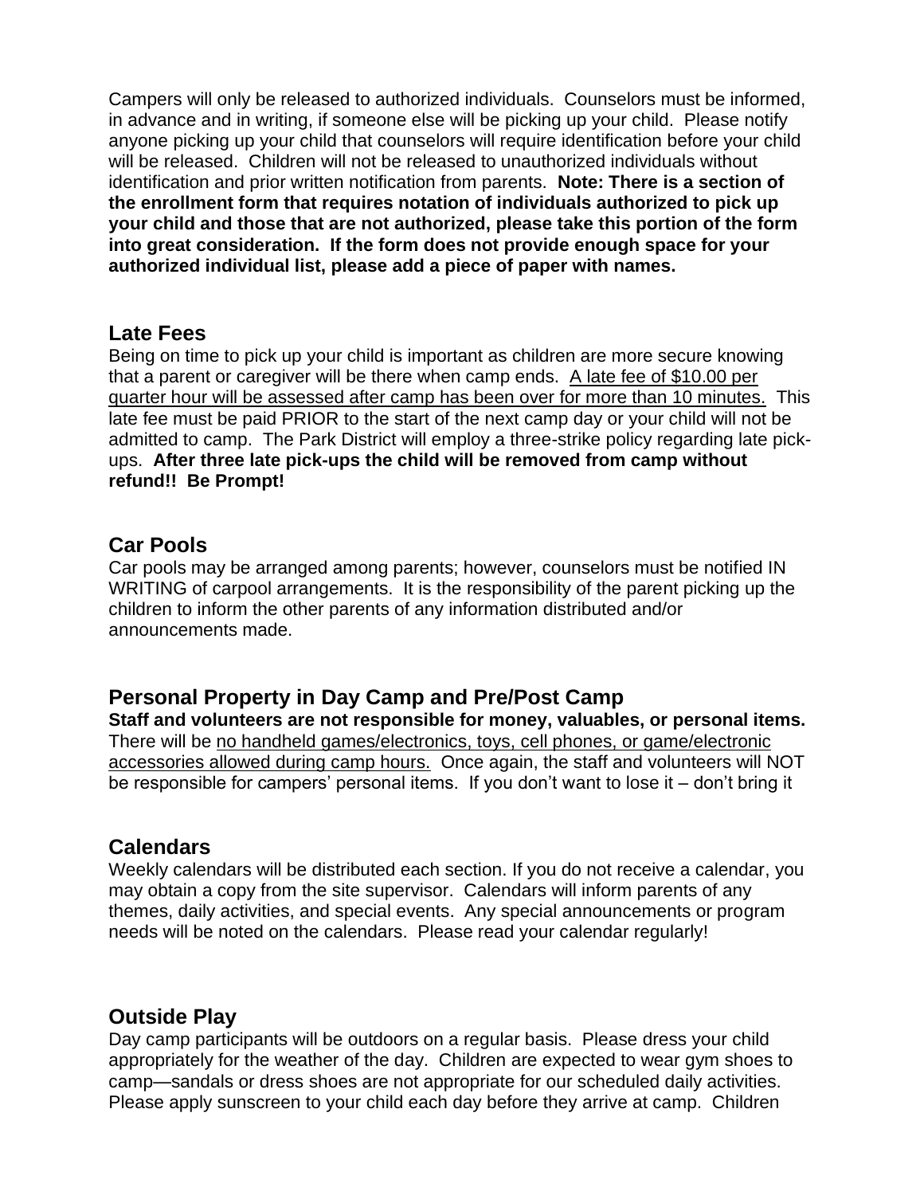Campers will only be released to authorized individuals. Counselors must be informed, in advance and in writing, if someone else will be picking up your child. Please notify anyone picking up your child that counselors will require identification before your child will be released. Children will not be released to unauthorized individuals without identification and prior written notification from parents. **Note: There is a section of the enrollment form that requires notation of individuals authorized to pick up your child and those that are not authorized, please take this portion of the form into great consideration. If the form does not provide enough space for your authorized individual list, please add a piece of paper with names.**

## Late Fees

Being on time to pick up your child is important as children are more secure knowing that a parent or caregiver will be there when camp ends. <u>A late fee of $10.00 per quarter hour will be assessed after camp has been over for more than 10 minutes.</u> This late fee must be paid PRIOR to the start of the next camp day or your child will not be admitted to camp. The Park District will employ a three-strike policy regarding late pick-ups. **After three late pick-ups the child will be removed from camp without refund!! Be Prompt!**

## Car Pools

Car pools may be arranged among parents; however, counselors must be notified IN WRITING of carpool arrangements. It is the responsibility of the parent picking up the children to inform the other parents of any information distributed and/or announcements made.

## Personal Property in Day Camp and Pre/Post Camp

**Staff and volunteers are not responsible for money, valuables, or personal items.** There will be <u>no handheld games/electronics, toys, cell phones, or game/electronic accessories allowed during camp hours.</u> Once again, the staff and volunteers will NOT be responsible for campers' personal items. If you don't want to lose it – don't bring it

## Calendars

Weekly calendars will be distributed each section. If you do not receive a calendar, you may obtain a copy from the site supervisor. Calendars will inform parents of any themes, daily activities, and special events. Any special announcements or program needs will be noted on the calendars. Please read your calendar regularly!

## Outside Play

Day camp participants will be outdoors on a regular basis. Please dress your child appropriately for the weather of the day. Children are expected to wear gym shoes to camp—sandals or dress shoes are not appropriate for our scheduled daily activities. Please apply sunscreen to your child each day before they arrive at camp. Children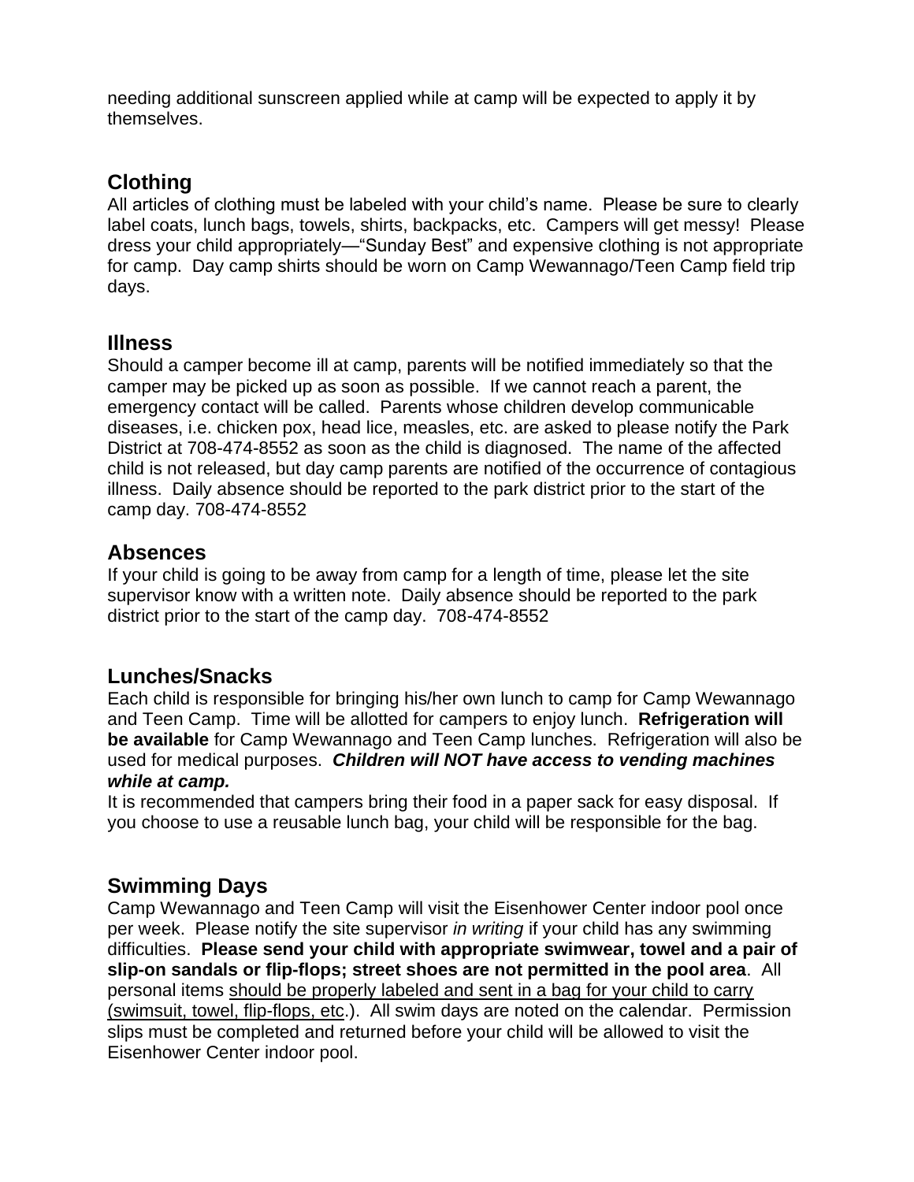needing additional sunscreen applied while at camp will be expected to apply it by themselves.

## Clothing

All articles of clothing must be labeled with your child's name. Please be sure to clearly label coats, lunch bags, towels, shirts, backpacks, etc. Campers will get messy! Please dress your child appropriately—"Sunday Best" and expensive clothing is not appropriate for camp. Day camp shirts should be worn on Camp Wewannago/Teen Camp field trip days.

## Illness

Should a camper become ill at camp, parents will be notified immediately so that the camper may be picked up as soon as possible. If we cannot reach a parent, the emergency contact will be called. Parents whose children develop communicable diseases, i.e. chicken pox, head lice, measles, etc. are asked to please notify the Park District at 708-474-8552 as soon as the child is diagnosed. The name of the affected child is not released, but day camp parents are notified of the occurrence of contagious illness. Daily absence should be reported to the park district prior to the start of the camp day. 708-474-8552

## Absences

If your child is going to be away from camp for a length of time, please let the site supervisor know with a written note. Daily absence should be reported to the park district prior to the start of the camp day. 708-474-8552

## Lunches/Snacks

Each child is responsible for bringing his/her own lunch to camp for Camp Wewannago and Teen Camp. Time will be allotted for campers to enjoy lunch. **Refrigeration will be available** for Camp Wewannago and Teen Camp lunches. Refrigeration will also be used for medical purposes. ***Children will NOT have access to vending machines while at camp.***

It is recommended that campers bring their food in a paper sack for easy disposal. If you choose to use a reusable lunch bag, your child will be responsible for the bag.

## Swimming Days

Camp Wewannago and Teen Camp will visit the Eisenhower Center indoor pool once per week. Please notify the site supervisor *in writing* if your child has any swimming difficulties. **Please send your child with appropriate swimwear, towel and a pair of slip-on sandals or flip-flops; street shoes are not permitted in the pool area**. All personal items should be properly labeled and sent in a bag for your child to carry (swimsuit, towel, flip-flops, etc.). All swim days are noted on the calendar. Permission slips must be completed and returned before your child will be allowed to visit the Eisenhower Center indoor pool.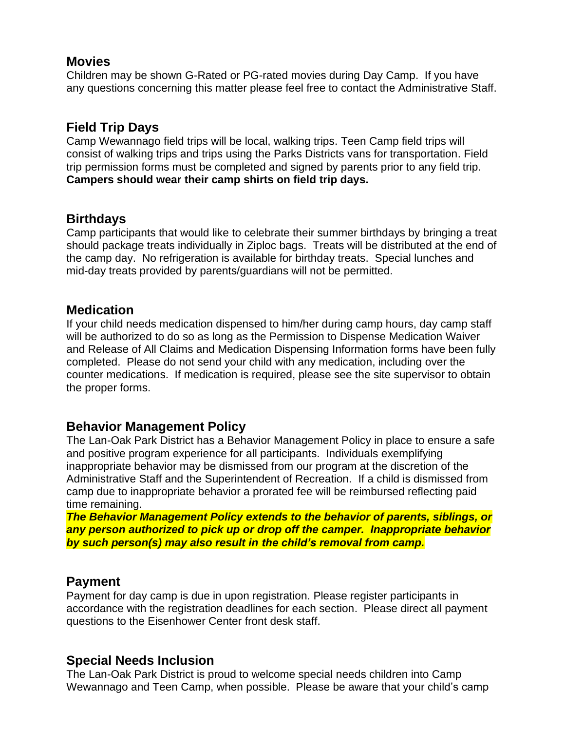## Movies

Children may be shown G-Rated or PG-rated movies during Day Camp. If you have any questions concerning this matter please feel free to contact the Administrative Staff.

## Field Trip Days

Camp Wewannago field trips will be local, walking trips. Teen Camp field trips will consist of walking trips and trips using the Parks Districts vans for transportation. Field trip permission forms must be completed and signed by parents prior to any field trip. **Campers should wear their camp shirts on field trip days.**

## Birthdays

Camp participants that would like to celebrate their summer birthdays by bringing a treat should package treats individually in Ziploc bags. Treats will be distributed at the end of the camp day. No refrigeration is available for birthday treats. Special lunches and mid-day treats provided by parents/guardians will not be permitted.

## Medication

If your child needs medication dispensed to him/her during camp hours, day camp staff will be authorized to do so as long as the Permission to Dispense Medication Waiver and Release of All Claims and Medication Dispensing Information forms have been fully completed. Please do not send your child with any medication, including over the counter medications. If medication is required, please see the site supervisor to obtain the proper forms.

## Behavior Management Policy

The Lan-Oak Park District has a Behavior Management Policy in place to ensure a safe and positive program experience for all participants. Individuals exemplifying inappropriate behavior may be dismissed from our program at the discretion of the Administrative Staff and the Superintendent of Recreation. If a child is dismissed from camp due to inappropriate behavior a prorated fee will be reimbursed reflecting paid time remaining.

***The Behavior Management Policy extends to the behavior of parents, siblings, or any person authorized to pick up or drop off the camper. Inappropriate behavior by such person(s) may also result in the child's removal from camp.***

## Payment

Payment for day camp is due in upon registration. Please register participants in accordance with the registration deadlines for each section. Please direct all payment questions to the Eisenhower Center front desk staff.

## Special Needs Inclusion

The Lan-Oak Park District is proud to welcome special needs children into Camp Wewannago and Teen Camp, when possible. Please be aware that your child's camp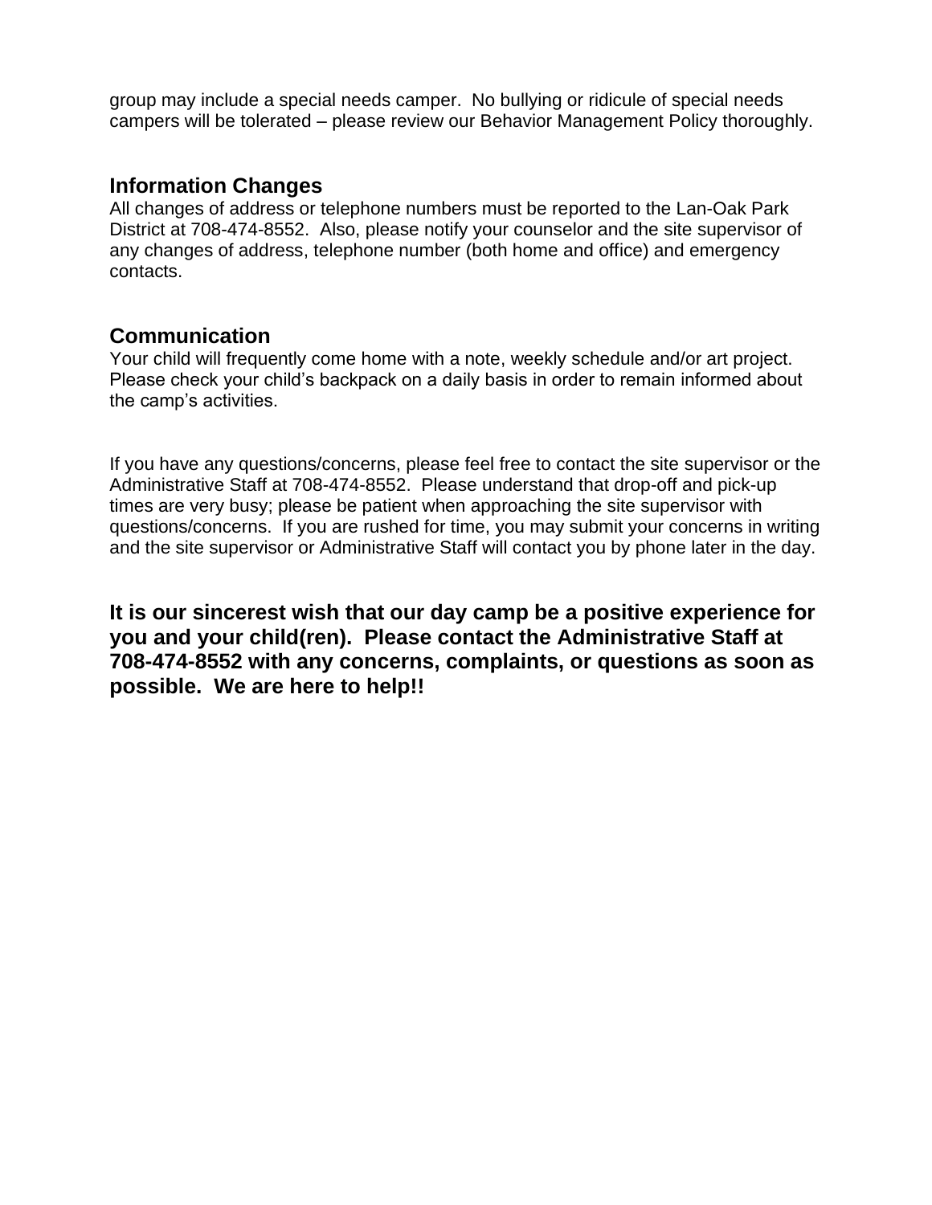group may include a special needs camper. No bullying or ridicule of special needs campers will be tolerated – please review our Behavior Management Policy thoroughly.

## Information Changes

All changes of address or telephone numbers must be reported to the Lan-Oak Park District at 708-474-8552. Also, please notify your counselor and the site supervisor of any changes of address, telephone number (both home and office) and emergency contacts.

## Communication

Your child will frequently come home with a note, weekly schedule and/or art project. Please check your child's backpack on a daily basis in order to remain informed about the camp's activities.

If you have any questions/concerns, please feel free to contact the site supervisor or the Administrative Staff at 708-474-8552. Please understand that drop-off and pick-up times are very busy; please be patient when approaching the site supervisor with questions/concerns. If you are rushed for time, you may submit your concerns in writing and the site supervisor or Administrative Staff will contact you by phone later in the day.

**It is our sincerest wish that our day camp be a positive experience for you and your child(ren). Please contact the Administrative Staff at 708-474-8552 with any concerns, complaints, or questions as soon as possible. We are here to help!!**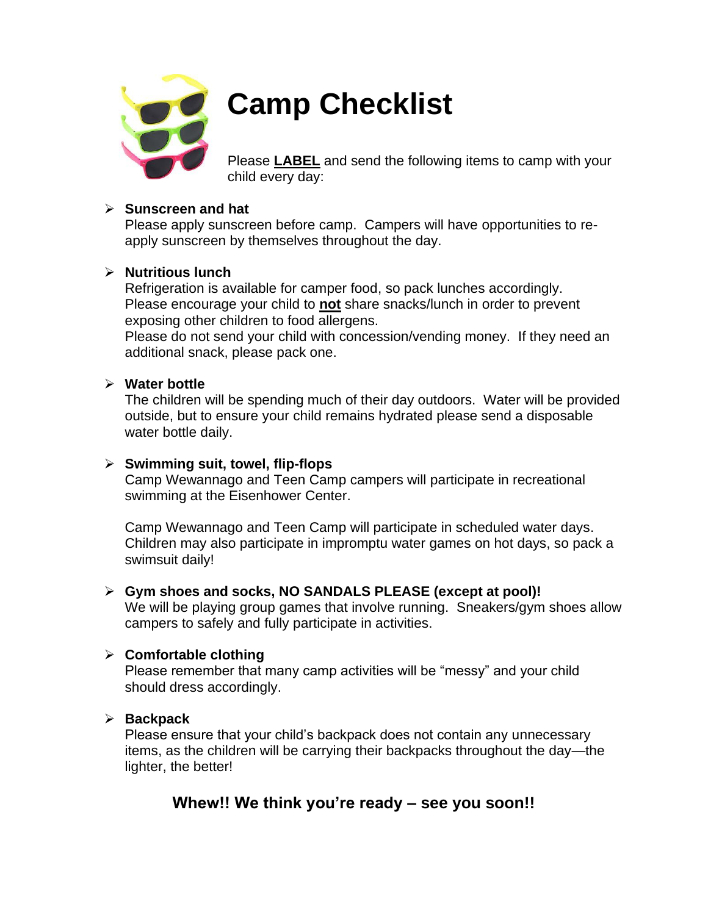# Camp Checklist

Please **LABEL** and send the following items to camp with your child every day:

- **Sunscreen and hat**
  Please apply sunscreen before camp. Campers will have opportunities to re-apply sunscreen by themselves throughout the day.

- **Nutritious lunch**
  Refrigeration is available for camper food, so pack lunches accordingly. Please encourage your child to **not** share snacks/lunch in order to prevent exposing other children to food allergens.
  Please do not send your child with concession/vending money. If they need an additional snack, please pack one.

- **Water bottle**
  The children will be spending much of their day outdoors. Water will be provided outside, but to ensure your child remains hydrated please send a disposable water bottle daily.

- **Swimming suit, towel, flip-flops**
  Camp Wewannago and Teen Camp campers will participate in recreational swimming at the Eisenhower Center.

  Camp Wewannago and Teen Camp will participate in scheduled water days. Children may also participate in impromptu water games on hot days, so pack a swimsuit daily!

- **Gym shoes and socks, NO SANDALS PLEASE (except at pool)!**
  We will be playing group games that involve running. Sneakers/gym shoes allow campers to safely and fully participate in activities.

- **Comfortable clothing**
  Please remember that many camp activities will be "messy" and your child should dress accordingly.

- **Backpack**
  Please ensure that your child's backpack does not contain any unnecessary items, as the children will be carrying their backpacks throughout the day—the lighter, the better!

**Whew!! We think you're ready – see you soon!!**